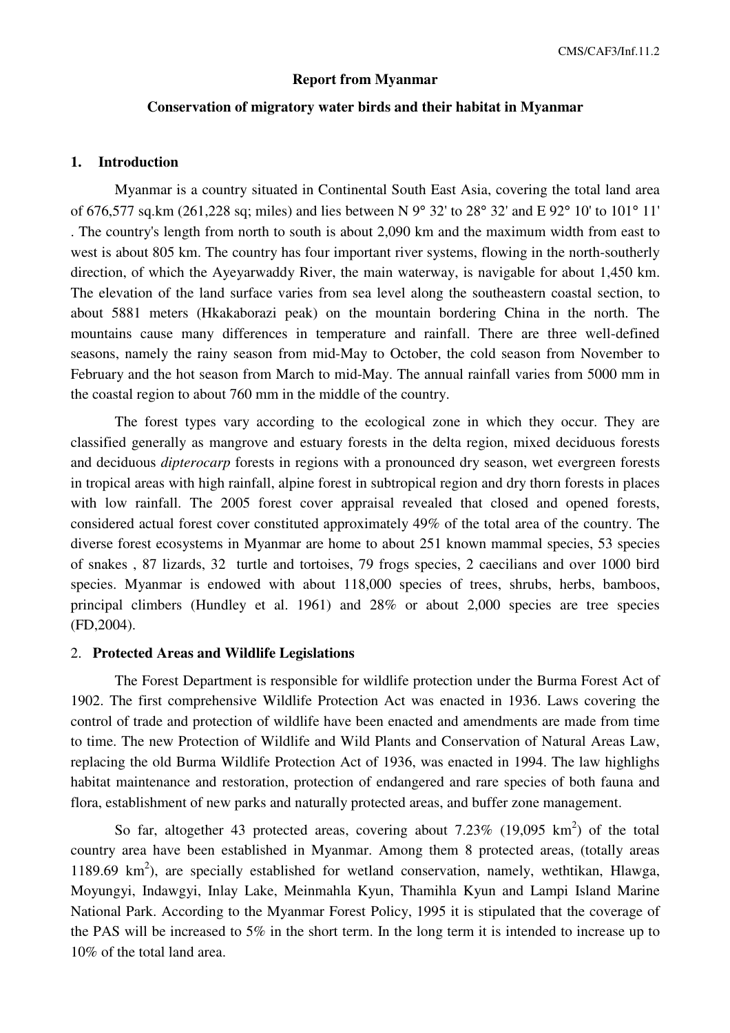**Report from Myanmar**

**Conservation of migratory water birds and their habitat in Myanmar**

## 1. Introduction

Myanmar is a country situated in Continental South East Asia, covering the total land area of 676,577 sq.km (261,228 sq; miles) and lies between N 9° 32' to 28° 32' and E 92° 10' to 101° 11' . The country's length from north to south is about 2,090 km and the maximum width from east to west is about 805 km. The country has four important river systems, flowing in the north-southerly direction, of which the Ayeyarwaddy River, the main waterway, is navigable for about 1,450 km. The elevation of the land surface varies from sea level along the southeastern coastal section, to about 5881 meters (Hkakaborazi peak) on the mountain bordering China in the north. The mountains cause many differences in temperature and rainfall. There are three well-defined seasons, namely the rainy season from mid-May to October, the cold season from November to February and the hot season from March to mid-May. The annual rainfall varies from 5000 mm in the coastal region to about 760 mm in the middle of the country.

The forest types vary according to the ecological zone in which they occur. They are classified generally as mangrove and estuary forests in the delta region, mixed deciduous forests and deciduous *dipterocarp* forests in regions with a pronounced dry season, wet evergreen forests in tropical areas with high rainfall, alpine forest in subtropical region and dry thorn forests in places with low rainfall. The 2005 forest cover appraisal revealed that closed and opened forests, considered actual forest cover constituted approximately 49% of the total area of the country. The diverse forest ecosystems in Myanmar are home to about 251 known mammal species, 53 species of snakes , 87 lizards, 32 turtle and tortoises, 79 frogs species, 2 caecilians and over 1000 bird species. Myanmar is endowed with about 118,000 species of trees, shrubs, herbs, bamboos, principal climbers (Hundley et al. 1961) and 28% or about 2,000 species are tree species (FD,2004).

## 2. Protected Areas and Wildlife Legislations

The Forest Department is responsible for wildlife protection under the Burma Forest Act of 1902. The first comprehensive Wildlife Protection Act was enacted in 1936. Laws covering the control of trade and protection of wildlife have been enacted and amendments are made from time to time. The new Protection of Wildlife and Wild Plants and Conservation of Natural Areas Law, replacing the old Burma Wildlife Protection Act of 1936, was enacted in 1994. The law highlighs habitat maintenance and restoration, protection of endangered and rare species of both fauna and flora, establishment of new parks and naturally protected areas, and buffer zone management.

So far, altogether 43 protected areas, covering about 7.23% (19,095 $km^2$) of the total country area have been established in Myanmar. Among them 8 protected areas, (totally areas 1189.69 $km^2$), are specially established for wetland conservation, namely, wethtikan, Hlawga, Moyungyi, Indawgyi, Inlay Lake, Meinmahla Kyun, Thamihla Kyun and Lampi Island Marine National Park. According to the Myanmar Forest Policy, 1995 it is stipulated that the coverage of the PAS will be increased to 5% in the short term. In the long term it is intended to increase up to 10% of the total land area.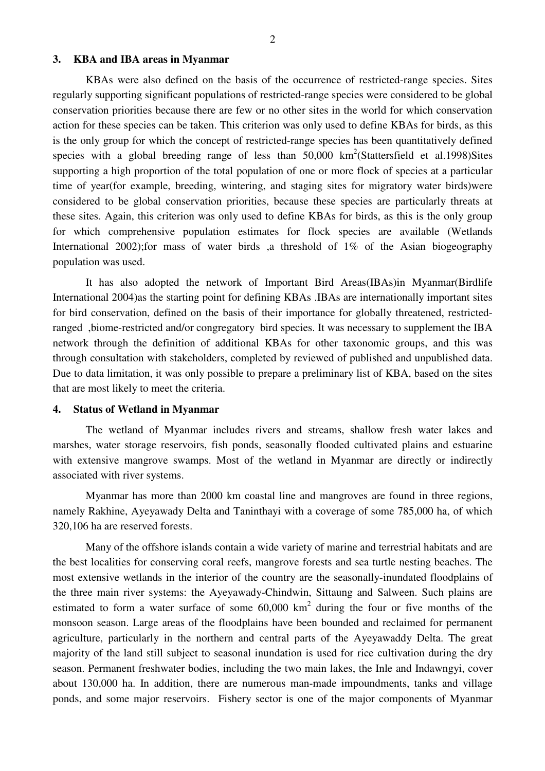## 3. KBA and IBA areas in Myanmar

KBAs were also defined on the basis of the occurrence of restricted-range species. Sites regularly supporting significant populations of restricted-range species were considered to be global conservation priorities because there are few or no other sites in the world for which conservation action for these species can be taken. This criterion was only used to define KBAs for birds, as this is the only group for which the concept of restricted-range species has been quantitatively defined species with a global breeding range of less than 50,000 $km^2$(Stattersfield et al.1998)Sites supporting a high proportion of the total population of one or more flock of species at a particular time of year(for example, breeding, wintering, and staging sites for migratory water birds)were considered to be global conservation priorities, because these species are particularly threats at these sites. Again, this criterion was only used to define KBAs for birds, as this is the only group for which comprehensive population estimates for flock species are available (Wetlands International 2002);for mass of water birds ,a threshold of 1% of the Asian biogeography population was used.

It has also adopted the network of Important Bird Areas(IBAs)in Myanmar(Birdlife International 2004)as the starting point for defining KBAs .IBAs are internationally important sites for bird conservation, defined on the basis of their importance for globally threatened, restricted-ranged ,biome-restricted and/or congregatory bird species. It was necessary to supplement the IBA network through the definition of additional KBAs for other taxonomic groups, and this was through consultation with stakeholders, completed by reviewed of published and unpublished data. Due to data limitation, it was only possible to prepare a preliminary list of KBA, based on the sites that are most likely to meet the criteria.

## 4. Status of Wetland in Myanmar

The wetland of Myanmar includes rivers and streams, shallow fresh water lakes and marshes, water storage reservoirs, fish ponds, seasonally flooded cultivated plains and estuarine with extensive mangrove swamps. Most of the wetland in Myanmar are directly or indirectly associated with river systems.

Myanmar has more than 2000 km coastal line and mangroves are found in three regions, namely Rakhine, Ayeyawady Delta and Taninthayi with a coverage of some 785,000 ha, of which 320,106 ha are reserved forests.

Many of the offshore islands contain a wide variety of marine and terrestrial habitats and are the best localities for conserving coral reefs, mangrove forests and sea turtle nesting beaches. The most extensive wetlands in the interior of the country are the seasonally-inundated floodplains of the three main river systems: the Ayeyawady-Chindwin, Sittaung and Salween. Such plains are estimated to form a water surface of some 60,000 $km^2$ during the four or five months of the monsoon season. Large areas of the floodplains have been bounded and reclaimed for permanent agriculture, particularly in the northern and central parts of the Ayeyawaddy Delta. The great majority of the land still subject to seasonal inundation is used for rice cultivation during the dry season. Permanent freshwater bodies, including the two main lakes, the Inle and Indawngyi, cover about 130,000 ha. In addition, there are numerous man-made impoundments, tanks and village ponds, and some major reservoirs. Fishery sector is one of the major components of Myanmar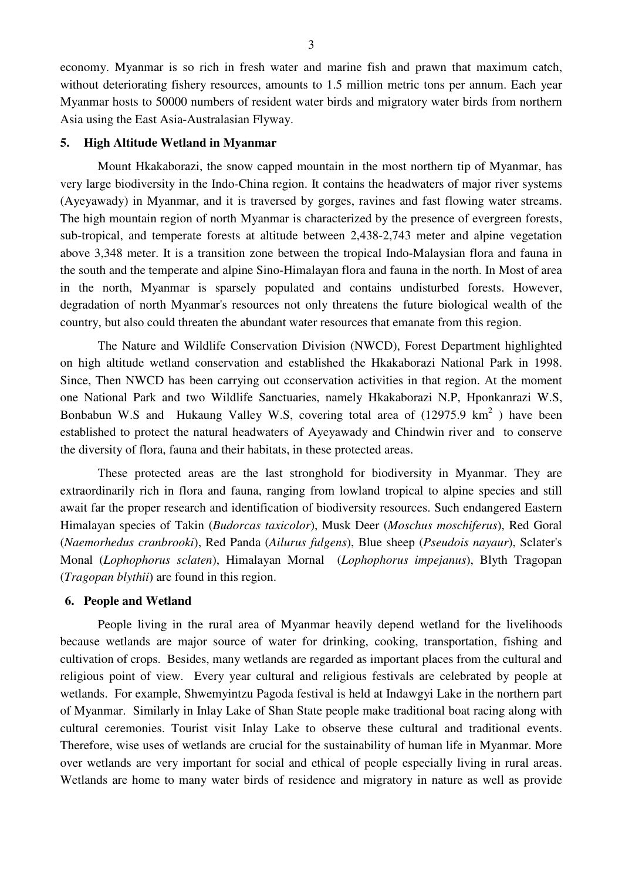economy. Myanmar is so rich in fresh water and marine fish and prawn that maximum catch, without deteriorating fishery resources, amounts to 1.5 million metric tons per annum. Each year Myanmar hosts to 50000 numbers of resident water birds and migratory water birds from northern Asia using the East Asia-Australasian Flyway.

## 5. High Altitude Wetland in Myanmar

Mount Hkakaborazi, the snow capped mountain in the most northern tip of Myanmar, has very large biodiversity in the Indo-China region. It contains the headwaters of major river systems (Ayeyawady) in Myanmar, and it is traversed by gorges, ravines and fast flowing water streams. The high mountain region of north Myanmar is characterized by the presence of evergreen forests, sub-tropical, and temperate forests at altitude between 2,438-2,743 meter and alpine vegetation above 3,348 meter. It is a transition zone between the tropical Indo-Malaysian flora and fauna in the south and the temperate and alpine Sino-Himalayan flora and fauna in the north. In Most of area in the north, Myanmar is sparsely populated and contains undisturbed forests. However, degradation of north Myanmar's resources not only threatens the future biological wealth of the country, but also could threaten the abundant water resources that emanate from this region.

The Nature and Wildlife Conservation Division (NWCD), Forest Department highlighted on high altitude wetland conservation and established the Hkakaborazi National Park in 1998. Since, Then NWCD has been carrying out cconservation activities in that region. At the moment one National Park and two Wildlife Sanctuaries, namely Hkakaborazi N.P, Hponkanrazi W.S, Bonbabun W.S and Hukaung Valley W.S, covering total area of (12975.9 $km^2$ ) have been established to protect the natural headwaters of Ayeyawady and Chindwin river and to conserve the diversity of flora, fauna and their habitats, in these protected areas.

These protected areas are the last stronghold for biodiversity in Myanmar. They are extraordinarily rich in flora and fauna, ranging from lowland tropical to alpine species and still await far the proper research and identification of biodiversity resources. Such endangered Eastern Himalayan species of Takin (*Budorcas taxicolor*), Musk Deer (*Moschus moschiferus*), Red Goral (*Naemorhedus cranbrooki*), Red Panda (*Ailurus fulgens*), Blue sheep (*Pseudois nayaur*), Sclater's Monal (*Lophophorus sclaten*), Himalayan Mornal (*Lophophorus impejanus*), Blyth Tragopan (*Tragopan blythii*) are found in this region.

## 6. People and Wetland

People living in the rural area of Myanmar heavily depend wetland for the livelihoods because wetlands are major source of water for drinking, cooking, transportation, fishing and cultivation of crops. Besides, many wetlands are regarded as important places from the cultural and religious point of view. Every year cultural and religious festivals are celebrated by people at wetlands. For example, Shwemyintzu Pagoda festival is held at Indawgyi Lake in the northern part of Myanmar. Similarly in Inlay Lake of Shan State people make traditional boat racing along with cultural ceremonies. Tourist visit Inlay Lake to observe these cultural and traditional events. Therefore, wise uses of wetlands are crucial for the sustainability of human life in Myanmar. More over wetlands are very important for social and ethical of people especially living in rural areas. Wetlands are home to many water birds of residence and migratory in nature as well as provide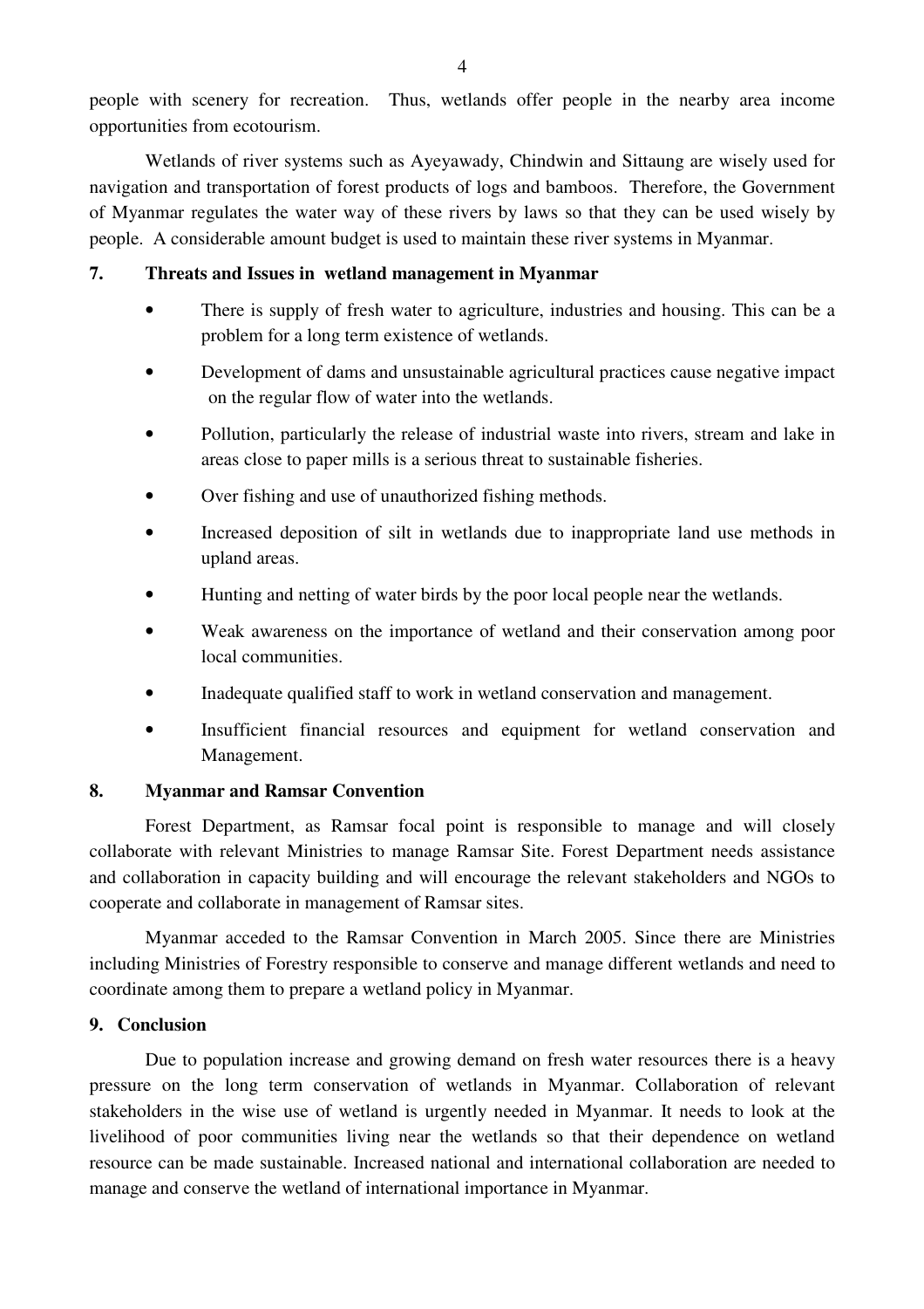people with scenery for recreation. Thus, wetlands offer people in the nearby area income opportunities from ecotourism.

Wetlands of river systems such as Ayeyawady, Chindwin and Sittaung are wisely used for navigation and transportation of forest products of logs and bamboos. Therefore, the Government of Myanmar regulates the water way of these rivers by laws so that they can be used wisely by people. A considerable amount budget is used to maintain these river systems in Myanmar.

## 7. Threats and Issues in wetland management in Myanmar

- There is supply of fresh water to agriculture, industries and housing. This can be a problem for a long term existence of wetlands.
- Development of dams and unsustainable agricultural practices cause negative impact on the regular flow of water into the wetlands.
- Pollution, particularly the release of industrial waste into rivers, stream and lake in areas close to paper mills is a serious threat to sustainable fisheries.
- Over fishing and use of unauthorized fishing methods.
- Increased deposition of silt in wetlands due to inappropriate land use methods in upland areas.
- Hunting and netting of water birds by the poor local people near the wetlands.
- Weak awareness on the importance of wetland and their conservation among poor local communities.
- Inadequate qualified staff to work in wetland conservation and management.
- Insufficient financial resources and equipment for wetland conservation and Management.

## 8. Myanmar and Ramsar Convention

Forest Department, as Ramsar focal point is responsible to manage and will closely collaborate with relevant Ministries to manage Ramsar Site. Forest Department needs assistance and collaboration in capacity building and will encourage the relevant stakeholders and NGOs to cooperate and collaborate in management of Ramsar sites.

Myanmar acceded to the Ramsar Convention in March 2005. Since there are Ministries including Ministries of Forestry responsible to conserve and manage different wetlands and need to coordinate among them to prepare a wetland policy in Myanmar.

## 9. Conclusion

Due to population increase and growing demand on fresh water resources there is a heavy pressure on the long term conservation of wetlands in Myanmar. Collaboration of relevant stakeholders in the wise use of wetland is urgently needed in Myanmar. It needs to look at the livelihood of poor communities living near the wetlands so that their dependence on wetland resource can be made sustainable. Increased national and international collaboration are needed to manage and conserve the wetland of international importance in Myanmar.